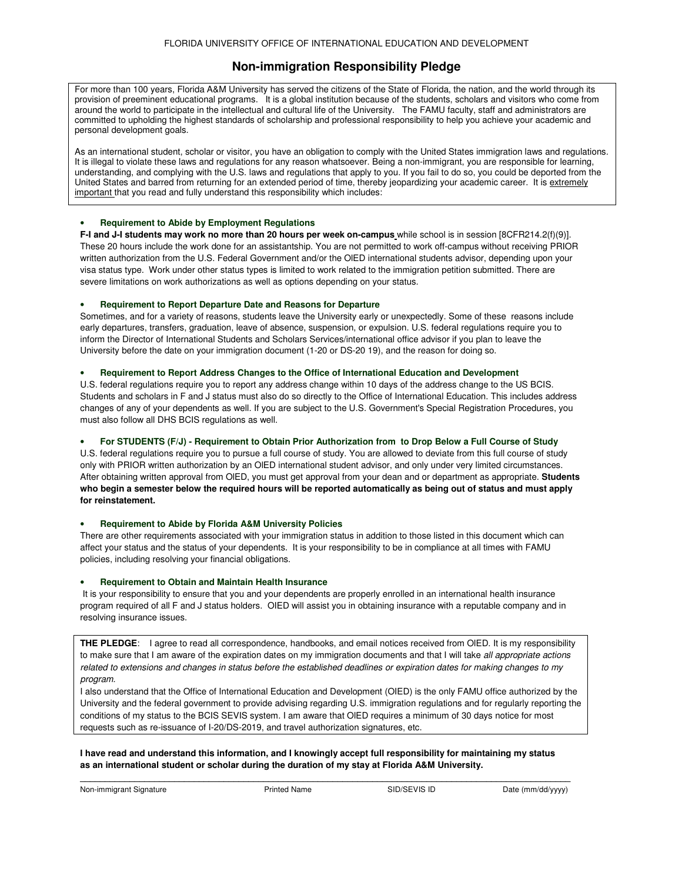FLORIDA UNIVERSITY OFFICE OF INTERNATIONAL EDUCATION AND DEVELOPMENT

# Non-immigration Responsibility Pledge

For more than 100 years, Florida A&M University has served the citizens of the State of Florida, the nation, and the world through its provision of preeminent educational programs. It is a global institution because of the students, scholars and visitors who come from around the world to participate in the intellectual and cultural life of the University. The FAMU faculty, staff and administrators are committed to upholding the highest standards of scholarship and professional responsibility to help you achieve your academic and personal development goals.

As an international student, scholar or visitor, you have an obligation to comply with the United States immigration laws and regulations. It is illegal to violate these laws and regulations for any reason whatsoever. Being a non-immigrant, you are responsible for learning, understanding, and complying with the U.S. laws and regulations that apply to you. If you fail to do so, you could be deported from the United States and barred from returning for an extended period of time, thereby jeopardizing your academic career. It is <u>extremely important</u> that you read and fully understand this responsibility which includes:

- **Requirement to Abide by Employment Regulations**

**F-I and J-I students may work no more than 20 hours per week on-campus** while school is in session [8CFR214.2(f)(9)]. These 20 hours include the work done for an assistantship. You are not permitted to work off-campus without receiving PRIOR written authorization from the U.S. Federal Government and/or the OIED international students advisor, depending upon your visa status type. Work under other status types is limited to work related to the immigration petition submitted. There are severe limitations on work authorizations as well as options depending on your status.

- **Requirement to Report Departure Date and Reasons for Departure**

Sometimes, and for a variety of reasons, students leave the University early or unexpectedly. Some of these reasons include early departures, transfers, graduation, leave of absence, suspension, or expulsion. U.S. federal regulations require you to inform the Director of International Students and Scholars Services/international office advisor if you plan to leave the University before the date on your immigration document (1-20 or DS-20 19), and the reason for doing so.

- **Requirement to Report Address Changes to the Office of International Education and Development**

U.S. federal regulations require you to report any address change within 10 days of the address change to the US BCIS. Students and scholars in F and J status must also do so directly to the Office of International Education. This includes address changes of any of your dependents as well. If you are subject to the U.S. Government's Special Registration Procedures, you must also follow all DHS BCIS regulations as well.

- **For STUDENTS (F/J) - Requirement to Obtain Prior Authorization from to Drop Below a Full Course of Study**

U.S. federal regulations require you to pursue a full course of study. You are allowed to deviate from this full course of study only with PRIOR written authorization by an OIED international student advisor, and only under very limited circumstances. After obtaining written approval from OIED, you must get approval from your dean and or department as appropriate. **Students who begin a semester below the required hours will be reported automatically as being out of status and must apply for reinstatement.**

- **Requirement to Abide by Florida A&M University Policies**

There are other requirements associated with your immigration status in addition to those listed in this document which can affect your status and the status of your dependents. It is your responsibility to be in compliance at all times with FAMU policies, including resolving your financial obligations.

- **Requirement to Obtain and Maintain Health Insurance**

It is your responsibility to ensure that you and your dependents are properly enrolled in an international health insurance program required of all F and J status holders. OIED will assist you in obtaining insurance with a reputable company and in resolving insurance issues.

**THE PLEDGE**: I agree to read all correspondence, handbooks, and email notices received from OIED. It is my responsibility to make sure that I am aware of the expiration dates on my immigration documents and that I will take *all appropriate actions related to extensions and changes in status before the established deadlines or expiration dates for making changes to my program.*

I also understand that the Office of International Education and Development (OIED) is the only FAMU office authorized by the University and the federal government to provide advising regarding U.S. immigration regulations and for regularly reporting the conditions of my status to the BCIS SEVIS system. I am aware that OIED requires a minimum of 30 days notice for most requests such as re-issuance of I-20/DS-2019, and travel authorization signatures, etc.

**I have read and understand this information, and I knowingly accept full responsibility for maintaining my status as an international student or scholar during the duration of my stay at Florida A&M University.**

| Non-immigrant Signature | Printed Name | SID/SEVIS ID | Date (mm/dd/yyyy) |
|---|---|---|---|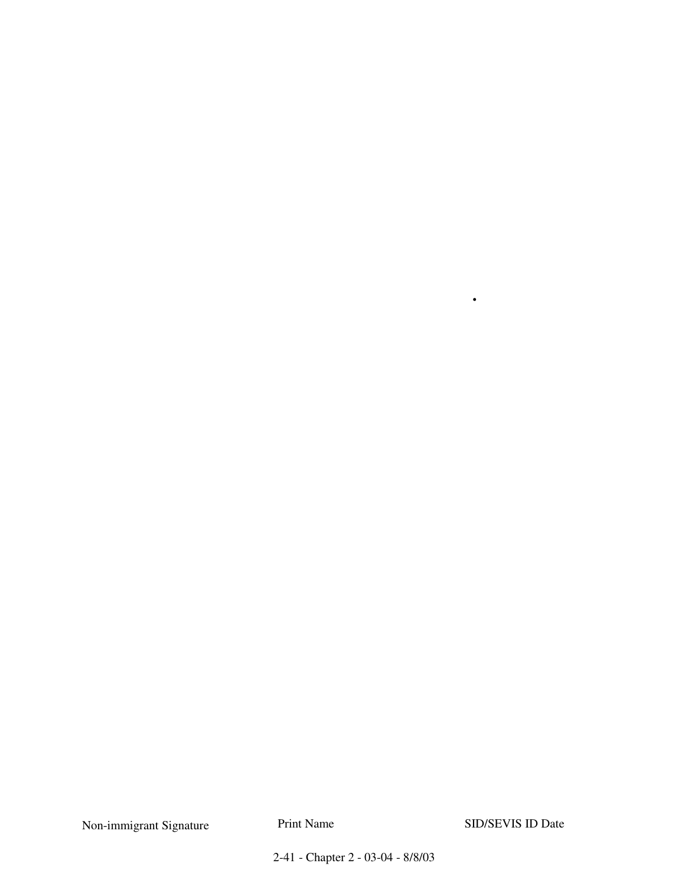Non-immigrant Signature    Print Name    SID/SEVIS ID Date